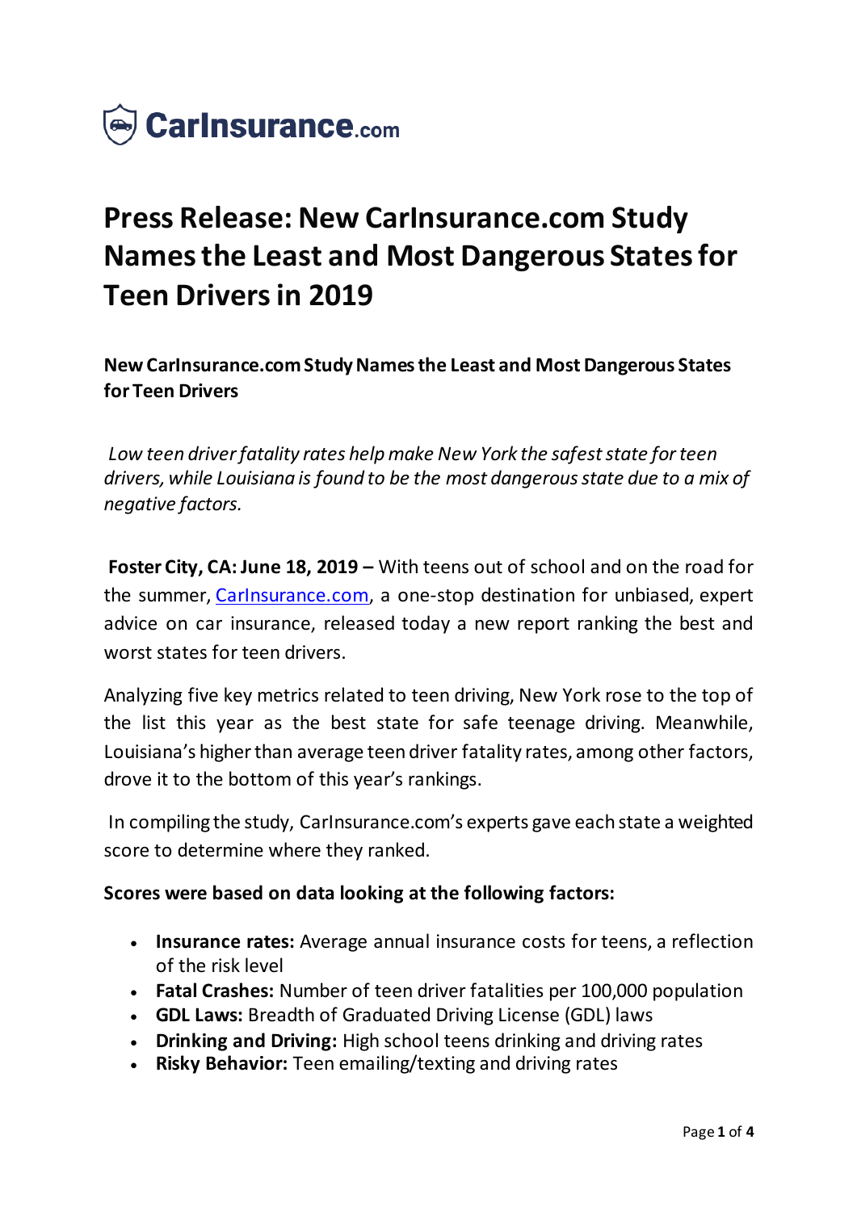CarInsurance.com

# Press Release: New CarInsurance.com Study Names the Least and Most Dangerous States for Teen Drivers in 2019

**New CarInsurance.com Study Names the Least and Most Dangerous States for Teen Drivers**

*Low teen driver fatality rates help make New York the safest state for teen drivers, while Louisiana is found to be the most dangerous state due to a mix of negative factors.*

**Foster City, CA: June 18, 2019 –** With teens out of school and on the road for the summer, CarInsurance.com, a one-stop destination for unbiased, expert advice on car insurance, released today a new report ranking the best and worst states for teen drivers.

Analyzing five key metrics related to teen driving, New York rose to the top of the list this year as the best state for safe teenage driving. Meanwhile, Louisiana's higher than average teen driver fatality rates, among other factors, drove it to the bottom of this year's rankings.

In compiling the study, CarInsurance.com's experts gave each state a weighted score to determine where they ranked.

**Scores were based on data looking at the following factors:**

- **Insurance rates:** Average annual insurance costs for teens, a reflection of the risk level
- **Fatal Crashes:** Number of teen driver fatalities per 100,000 population
- **GDL Laws:** Breadth of Graduated Driving License (GDL) laws
- **Drinking and Driving:** High school teens drinking and driving rates
- **Risky Behavior:** Teen emailing/texting and driving rates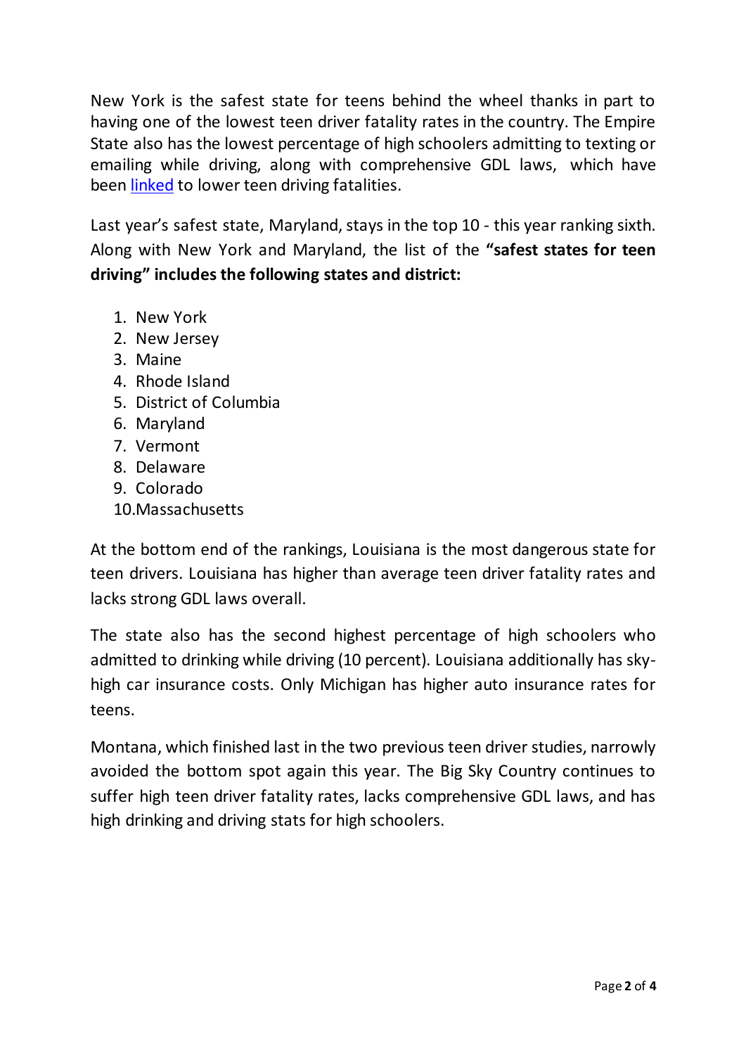New York is the safest state for teens behind the wheel thanks in part to having one of the lowest teen driver fatality rates in the country. The Empire State also has the lowest percentage of high schoolers admitting to texting or emailing while driving, along with comprehensive GDL laws, which have been linked to lower teen driving fatalities.

Last year's safest state, Maryland, stays in the top 10 - this year ranking sixth. Along with New York and Maryland, the list of the **"safest states for teen driving" includes the following states and district:**

1. New York
2. New Jersey
3. Maine
4. Rhode Island
5. District of Columbia
6. Maryland
7. Vermont
8. Delaware
9. Colorado
10. Massachusetts

At the bottom end of the rankings, Louisiana is the most dangerous state for teen drivers. Louisiana has higher than average teen driver fatality rates and lacks strong GDL laws overall.

The state also has the second highest percentage of high schoolers who admitted to drinking while driving (10 percent). Louisiana additionally has sky-high car insurance costs. Only Michigan has higher auto insurance rates for teens.

Montana, which finished last in the two previous teen driver studies, narrowly avoided the bottom spot again this year. The Big Sky Country continues to suffer high teen driver fatality rates, lacks comprehensive GDL laws, and has high drinking and driving stats for high schoolers.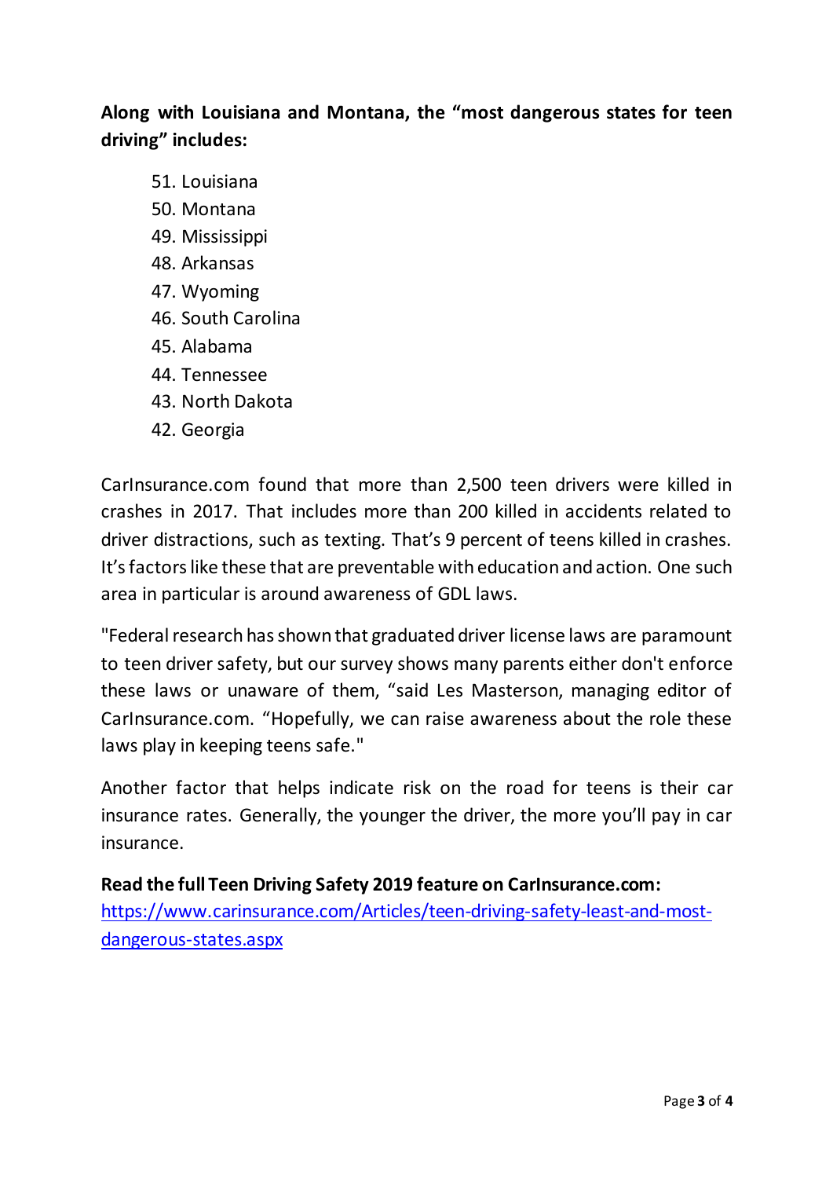**Along with Louisiana and Montana, the "most dangerous states for teen driving" includes:**

51. Louisiana
50. Montana
49. Mississippi
48. Arkansas
47. Wyoming
46. South Carolina
45. Alabama
44. Tennessee
43. North Dakota
42. Georgia

CarInsurance.com found that more than 2,500 teen drivers were killed in crashes in 2017. That includes more than 200 killed in accidents related to driver distractions, such as texting. That's 9 percent of teens killed in crashes. It's factors like these that are preventable with education and action. One such area in particular is around awareness of GDL laws.

"Federal research has shown that graduated driver license laws are paramount to teen driver safety, but our survey shows many parents either don't enforce these laws or unaware of them, "said Les Masterson, managing editor of CarInsurance.com. "Hopefully, we can raise awareness about the role these laws play in keeping teens safe."

Another factor that helps indicate risk on the road for teens is their car insurance rates. Generally, the younger the driver, the more you'll pay in car insurance.

**Read the full Teen Driving Safety 2019 feature on CarInsurance.com:**
[https://www.carinsurance.com/Articles/teen-driving-safety-least-and-most-dangerous-states.aspx](https://www.carinsurance.com/Articles/teen-driving-safety-least-and-most-dangerous-states.aspx)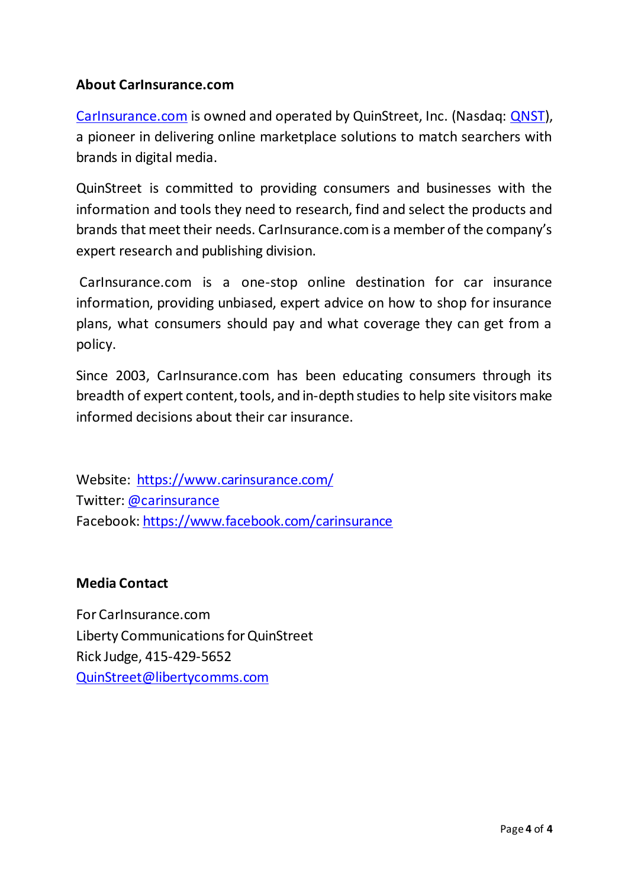**About CarInsurance.com**

CarInsurance.com is owned and operated by QuinStreet, Inc. (Nasdaq: QNST), a pioneer in delivering online marketplace solutions to match searchers with brands in digital media.

QuinStreet is committed to providing consumers and businesses with the information and tools they need to research, find and select the products and brands that meet their needs. CarInsurance.com is a member of the company's expert research and publishing division.

CarInsurance.com is a one-stop online destination for car insurance information, providing unbiased, expert advice on how to shop for insurance plans, what consumers should pay and what coverage they can get from a policy.

Since 2003, CarInsurance.com has been educating consumers through its breadth of expert content, tools, and in-depth studies to help site visitors make informed decisions about their car insurance.

Website: https://www.carinsurance.com/
Twitter: @carinsurance
Facebook: https://www.facebook.com/carinsurance

**Media Contact**

For CarInsurance.com
Liberty Communications for QuinStreet
Rick Judge, 415-429-5652
QuinStreet@libertycomms.com